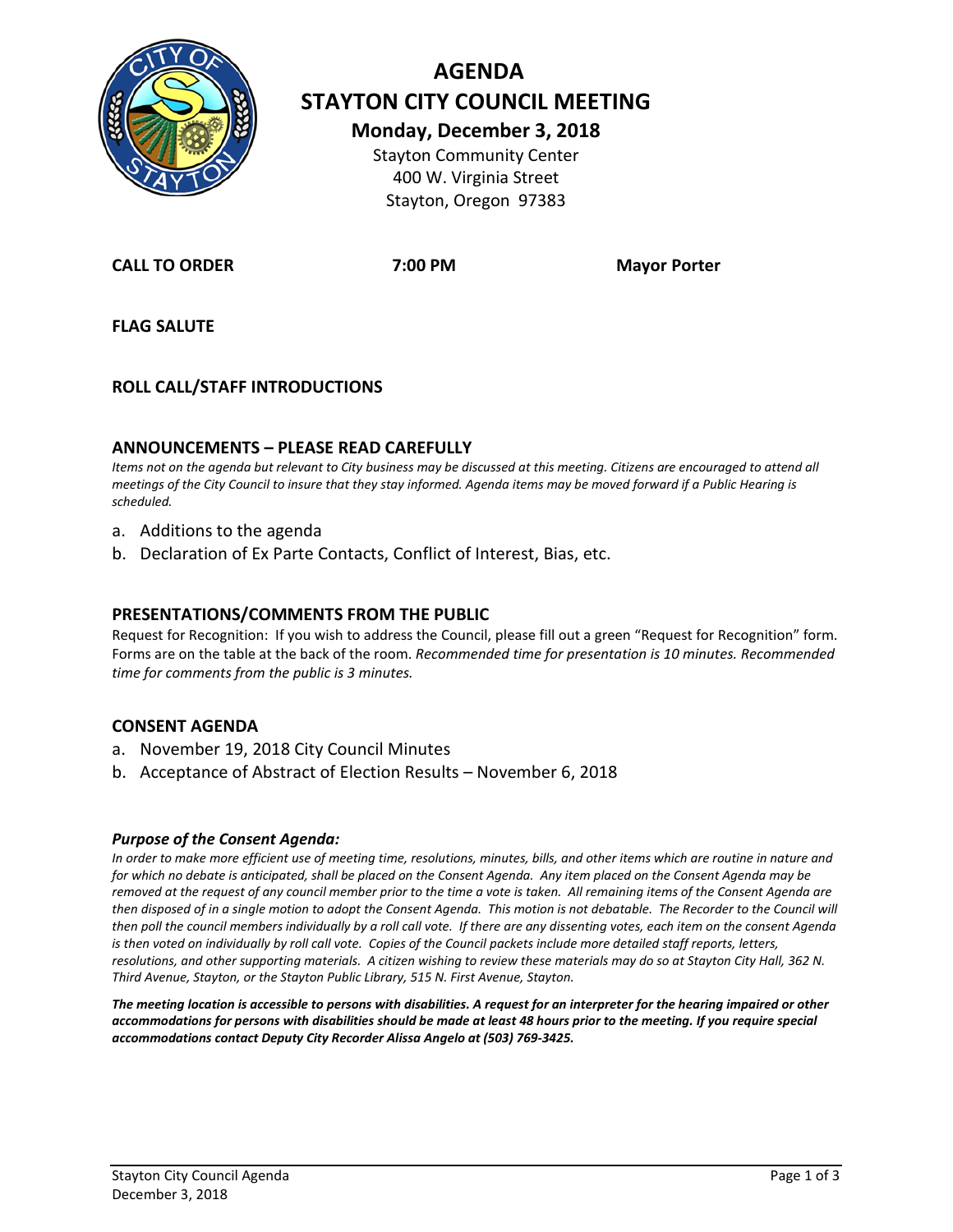# AGENDA
# STAYTON CITY COUNCIL MEETING

## Monday, December 3, 2018

Stayton Community Center
400 W. Virginia Street
Stayton, Oregon 97383

**CALL TO ORDER** **7:00 PM** **Mayor Porter**

**FLAG SALUTE**

**ROLL CALL/STAFF INTRODUCTIONS**

### ANNOUNCEMENTS – PLEASE READ CAREFULLY

*Items not on the agenda but relevant to City business may be discussed at this meeting. Citizens are encouraged to attend all meetings of the City Council to insure that they stay informed. Agenda items may be moved forward if a Public Hearing is scheduled.*

a. Additions to the agenda
b. Declaration of Ex Parte Contacts, Conflict of Interest, Bias, etc.

### PRESENTATIONS/COMMENTS FROM THE PUBLIC

Request for Recognition: If you wish to address the Council, please fill out a green "Request for Recognition" form. Forms are on the table at the back of the room. *Recommended time for presentation is 10 minutes. Recommended time for comments from the public is 3 minutes.*

### CONSENT AGENDA

a. November 19, 2018 City Council Minutes
b. Acceptance of Abstract of Election Results – November 6, 2018

***Purpose of the Consent Agenda:***

*In order to make more efficient use of meeting time, resolutions, minutes, bills, and other items which are routine in nature and for which no debate is anticipated, shall be placed on the Consent Agenda. Any item placed on the Consent Agenda may be removed at the request of any council member prior to the time a vote is taken. All remaining items of the Consent Agenda are then disposed of in a single motion to adopt the Consent Agenda. This motion is not debatable. The Recorder to the Council will then poll the council members individually by a roll call vote. If there are any dissenting votes, each item on the consent Agenda is then voted on individually by roll call vote. Copies of the Council packets include more detailed staff reports, letters, resolutions, and other supporting materials. A citizen wishing to review these materials may do so at Stayton City Hall, 362 N. Third Avenue, Stayton, or the Stayton Public Library, 515 N. First Avenue, Stayton.*

***The meeting location is accessible to persons with disabilities. A request for an interpreter for the hearing impaired or other accommodations for persons with disabilities should be made at least 48 hours prior to the meeting. If you require special accommodations contact Deputy City Recorder Alissa Angelo at (503) 769-3425.***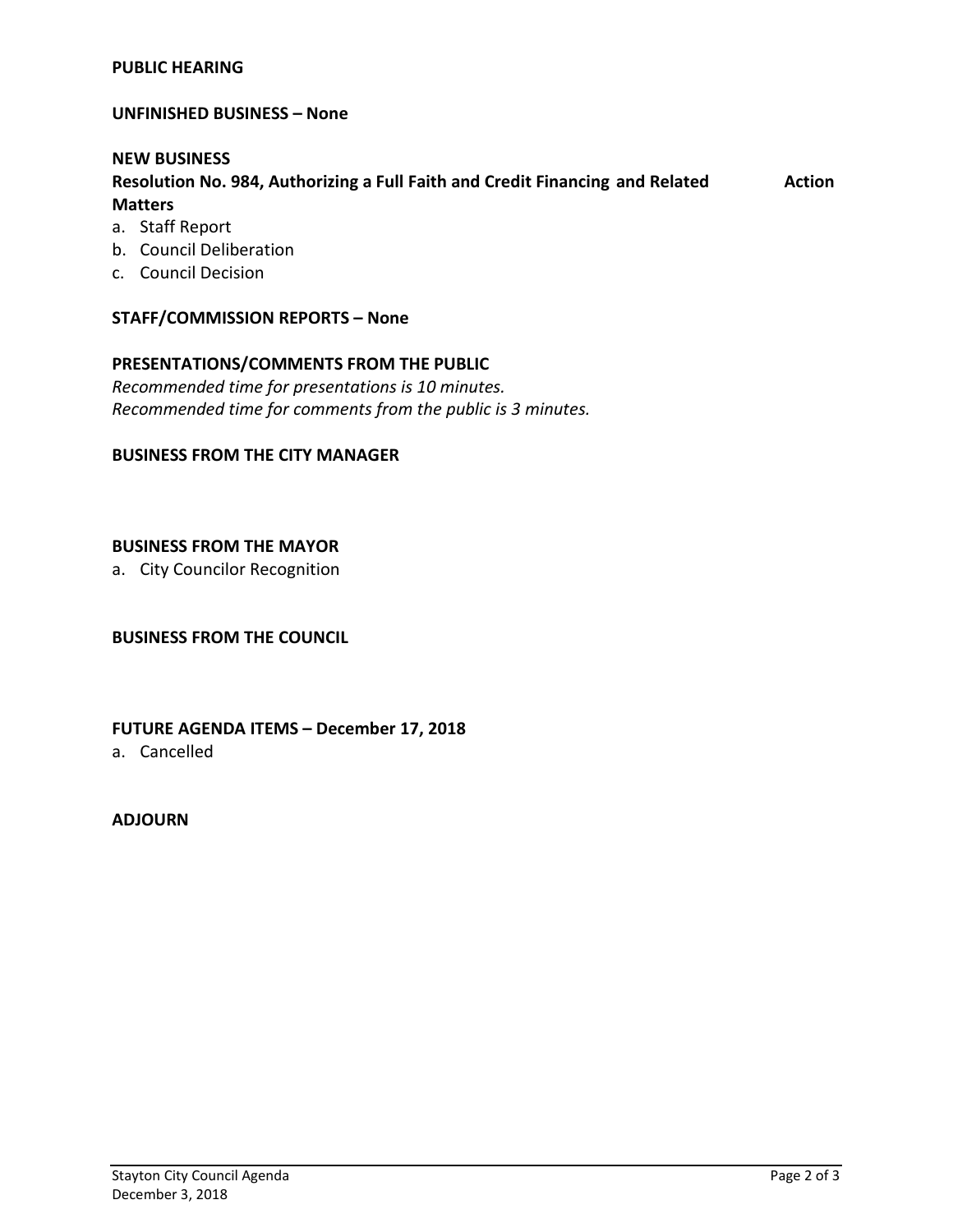**PUBLIC HEARING**

**UNFINISHED BUSINESS – None**

**NEW BUSINESS**

**Resolution No. 984, Authorizing a Full Faith and Credit Financing and Related Matters** **Action**

a. Staff Report
b. Council Deliberation
c. Council Decision

**STAFF/COMMISSION REPORTS – None**

**PRESENTATIONS/COMMENTS FROM THE PUBLIC**

*Recommended time for presentations is 10 minutes.*
*Recommended time for comments from the public is 3 minutes.*

**BUSINESS FROM THE CITY MANAGER**

**BUSINESS FROM THE MAYOR**

a. City Councilor Recognition

**BUSINESS FROM THE COUNCIL**

**FUTURE AGENDA ITEMS – December 17, 2018**

a. Cancelled

**ADJOURN**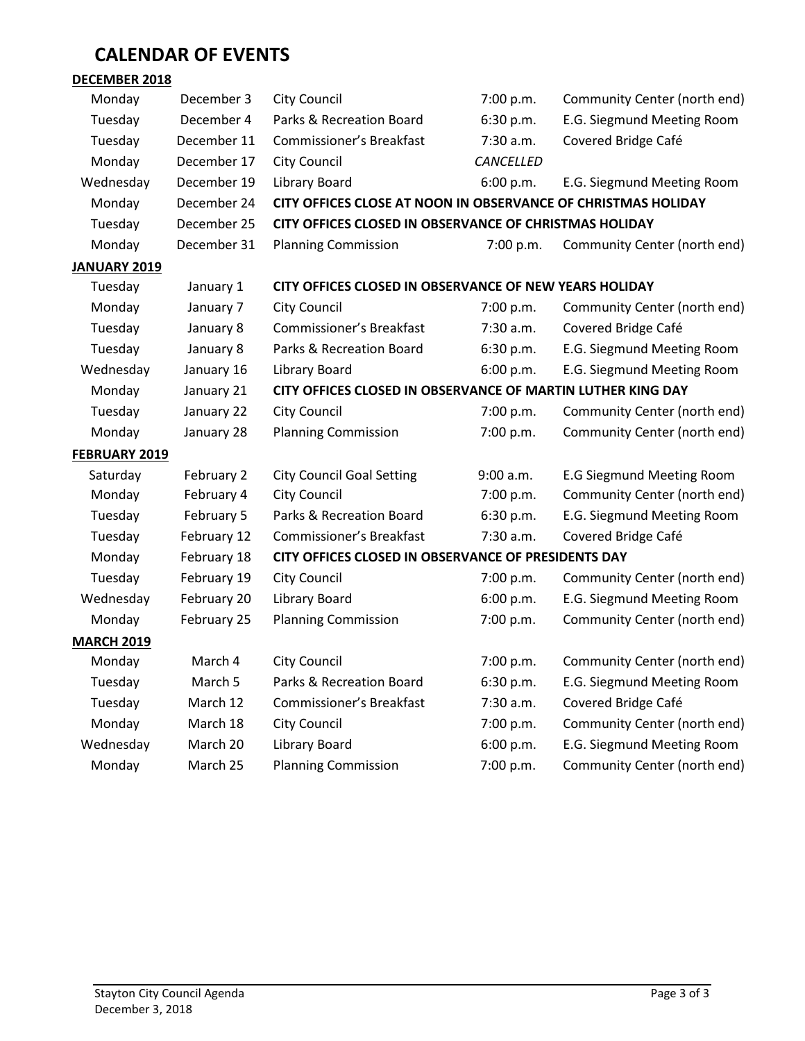# CALENDAR OF EVENTS

**DECEMBER 2018**

| | | | | |
|---|---|---|---|---|
| Monday | December 3 | City Council | 7:00 p.m. | Community Center (north end) |
| Tuesday | December 4 | Parks & Recreation Board | 6:30 p.m. | E.G. Siegmund Meeting Room |
| Tuesday | December 11 | Commissioner's Breakfast | 7:30 a.m. | Covered Bridge Café |
| Monday | December 17 | City Council | *CANCELLED* | |
| Wednesday | December 19 | Library Board | 6:00 p.m. | E.G. Siegmund Meeting Room |
| Monday | December 24 | **CITY OFFICES CLOSE AT NOON IN OBSERVANCE OF CHRISTMAS HOLIDAY** | | |
| Tuesday | December 25 | **CITY OFFICES CLOSED IN OBSERVANCE OF CHRISTMAS HOLIDAY** | | |
| Monday | December 31 | Planning Commission | 7:00 p.m. | Community Center (north end) |

**JANUARY 2019**

| | | | | |
|---|---|---|---|---|
| Tuesday | January 1 | **CITY OFFICES CLOSED IN OBSERVANCE OF NEW YEARS HOLIDAY** | | |
| Monday | January 7 | City Council | 7:00 p.m. | Community Center (north end) |
| Tuesday | January 8 | Commissioner's Breakfast | 7:30 a.m. | Covered Bridge Café |
| Tuesday | January 8 | Parks & Recreation Board | 6:30 p.m. | E.G. Siegmund Meeting Room |
| Wednesday | January 16 | Library Board | 6:00 p.m. | E.G. Siegmund Meeting Room |
| Monday | January 21 | **CITY OFFICES CLOSED IN OBSERVANCE OF MARTIN LUTHER KING DAY** | | |
| Tuesday | January 22 | City Council | 7:00 p.m. | Community Center (north end) |
| Monday | January 28 | Planning Commission | 7:00 p.m. | Community Center (north end) |

**FEBRUARY 2019**

| | | | | |
|---|---|---|---|---|
| Saturday | February 2 | City Council Goal Setting | 9:00 a.m. | E.G Siegmund Meeting Room |
| Monday | February 4 | City Council | 7:00 p.m. | Community Center (north end) |
| Tuesday | February 5 | Parks & Recreation Board | 6:30 p.m. | E.G. Siegmund Meeting Room |
| Tuesday | February 12 | Commissioner's Breakfast | 7:30 a.m. | Covered Bridge Café |
| Monday | February 18 | **CITY OFFICES CLOSED IN OBSERVANCE OF PRESIDENTS DAY** | | |
| Tuesday | February 19 | City Council | 7:00 p.m. | Community Center (north end) |
| Wednesday | February 20 | Library Board | 6:00 p.m. | E.G. Siegmund Meeting Room |
| Monday | February 25 | Planning Commission | 7:00 p.m. | Community Center (north end) |

**MARCH 2019**

| | | | | |
|---|---|---|---|---|
| Monday | March 4 | City Council | 7:00 p.m. | Community Center (north end) |
| Tuesday | March 5 | Parks & Recreation Board | 6:30 p.m. | E.G. Siegmund Meeting Room |
| Tuesday | March 12 | Commissioner's Breakfast | 7:30 a.m. | Covered Bridge Café |
| Monday | March 18 | City Council | 7:00 p.m. | Community Center (north end) |
| Wednesday | March 20 | Library Board | 6:00 p.m. | E.G. Siegmund Meeting Room |
| Monday | March 25 | Planning Commission | 7:00 p.m. | Community Center (north end) |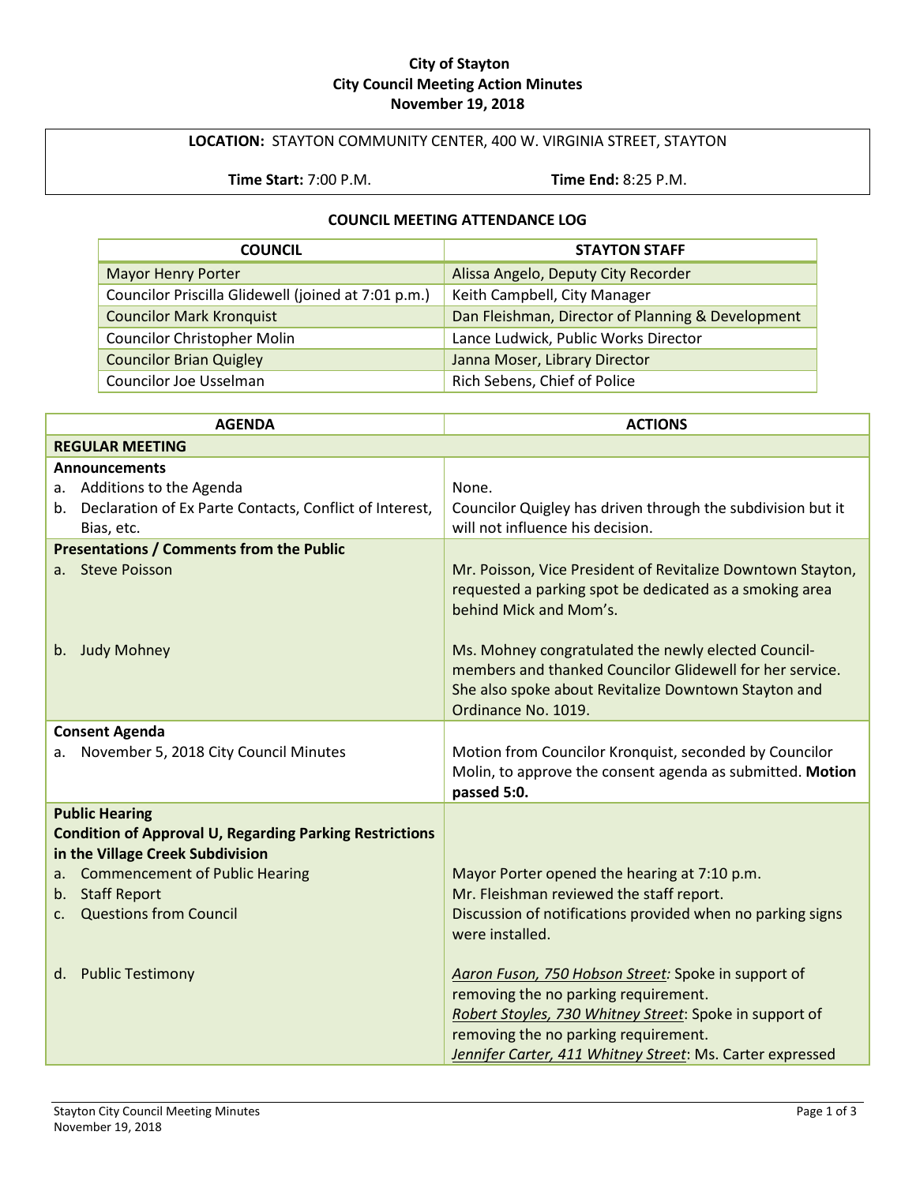**City of Stayton**
**City Council Meeting Action Minutes**
**November 19, 2018**

**LOCATION:** STAYTON COMMUNITY CENTER, 400 W. VIRGINIA STREET, STAYTON

**Time Start:** 7:00 P.M. **Time End:** 8:25 P.M.

**COUNCIL MEETING ATTENDANCE LOG**

| COUNCIL | STAYTON STAFF |
|---|---|
| Mayor Henry Porter | Alissa Angelo, Deputy City Recorder |
| Councilor Priscilla Glidewell (joined at 7:01 p.m.) | Keith Campbell, City Manager |
| Councilor Mark Kronquist | Dan Fleishman, Director of Planning & Development |
| Councilor Christopher Molin | Lance Ludwick, Public Works Director |
| Councilor Brian Quigley | Janna Moser, Library Director |
| Councilor Joe Usselman | Rich Sebens, Chief of Police |

| AGENDA | ACTIONS |
|---|---|
| **REGULAR MEETING** | |
| **Announcements** | |
| a. Additions to the Agenda | None. |
| b. Declaration of Ex Parte Contacts, Conflict of Interest, Bias, etc. | Councilor Quigley has driven through the subdivision but it will not influence his decision. |
| **Presentations / Comments from the Public** | |
| a. Steve Poisson | Mr. Poisson, Vice President of Revitalize Downtown Stayton, requested a parking spot be dedicated as a smoking area behind Mick and Mom's. |
| b. Judy Mohney | Ms. Mohney congratulated the newly elected Council-members and thanked Councilor Glidewell for her service. She also spoke about Revitalize Downtown Stayton and Ordinance No. 1019. |
| **Consent Agenda** | |
| a. November 5, 2018 City Council Minutes | Motion from Councilor Kronquist, seconded by Councilor Molin, to approve the consent agenda as submitted. **Motion passed 5:0.** |
| **Public Hearing** **Condition of Approval U, Regarding Parking Restrictions in the Village Creek Subdivision** | |
| a. Commencement of Public Hearing | Mayor Porter opened the hearing at 7:10 p.m. |
| b. Staff Report | Mr. Fleishman reviewed the staff report. |
| c. Questions from Council | Discussion of notifications provided when no parking signs were installed. |
| d. Public Testimony | *Aaron Fuson, 750 Hobson Street:* Spoke in support of removing the no parking requirement. *Robert Stoyles, 730 Whitney Street*: Spoke in support of removing the no parking requirement. *Jennifer Carter, 411 Whitney Street*: Ms. Carter expressed |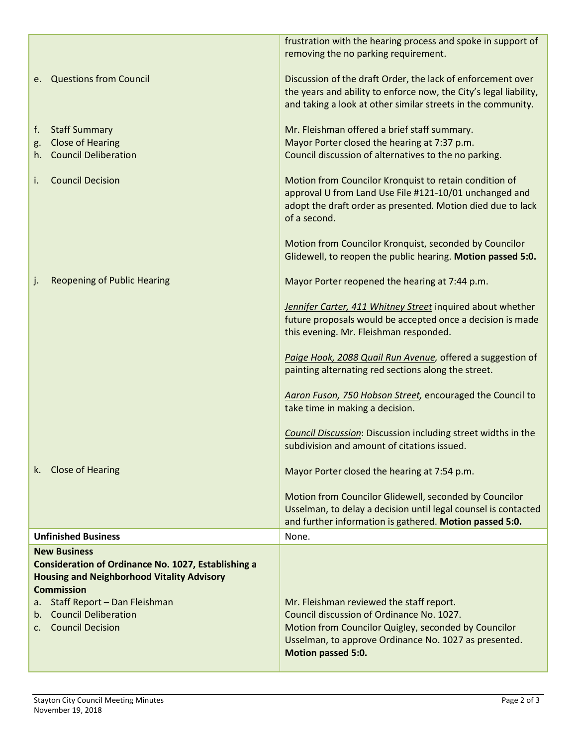| | |
|---|---|
| | frustration with the hearing process and spoke in support of removing the no parking requirement. |
| e. Questions from Council | Discussion of the draft Order, the lack of enforcement over the years and ability to enforce now, the City's legal liability, and taking a look at other similar streets in the community. |
| f. Staff Summary<br>g. Close of Hearing<br>h. Council Deliberation | Mr. Fleishman offered a brief staff summary.<br>Mayor Porter closed the hearing at 7:37 p.m.<br>Council discussion of alternatives to the no parking. |
| i. Council Decision | Motion from Councilor Kronquist to retain condition of approval U from Land Use File #121-10/01 unchanged and adopt the draft order as presented. Motion died due to lack of a second.<br><br>Motion from Councilor Kronquist, seconded by Councilor Glidewell, to reopen the public hearing. **Motion passed 5:0.** |
| j. Reopening of Public Hearing | Mayor Porter reopened the hearing at 7:44 p.m.<br><br>*Jennifer Carter, 411 Whitney Street* inquired about whether future proposals would be accepted once a decision is made this evening. Mr. Fleishman responded.<br><br>*Paige Hook, 2088 Quail Run Avenue,* offered a suggestion of painting alternating red sections along the street.<br><br>*Aaron Fuson, 750 Hobson Street,* encouraged the Council to take time in making a decision.<br><br>*Council Discussion*: Discussion including street widths in the subdivision and amount of citations issued. |
| k. Close of Hearing | Mayor Porter closed the hearing at 7:54 p.m.<br><br>Motion from Councilor Glidewell, seconded by Councilor Usselman, to delay a decision until legal counsel is contacted and further information is gathered. **Motion passed 5:0.** |
| **Unfinished Business** | None. |
| **New Business**<br>**Consideration of Ordinance No. 1027, Establishing a Housing and Neighborhood Vitality Advisory Commission**<br>a. Staff Report – Dan Fleishman<br>b. Council Deliberation<br>c. Council Decision | <br><br><br>Mr. Fleishman reviewed the staff report.<br>Council discussion of Ordinance No. 1027.<br>Motion from Councilor Quigley, seconded by Councilor Usselman, to approve Ordinance No. 1027 as presented. **Motion passed 5:0.** |

Stayton City Council Meeting Minutes
November 19, 2018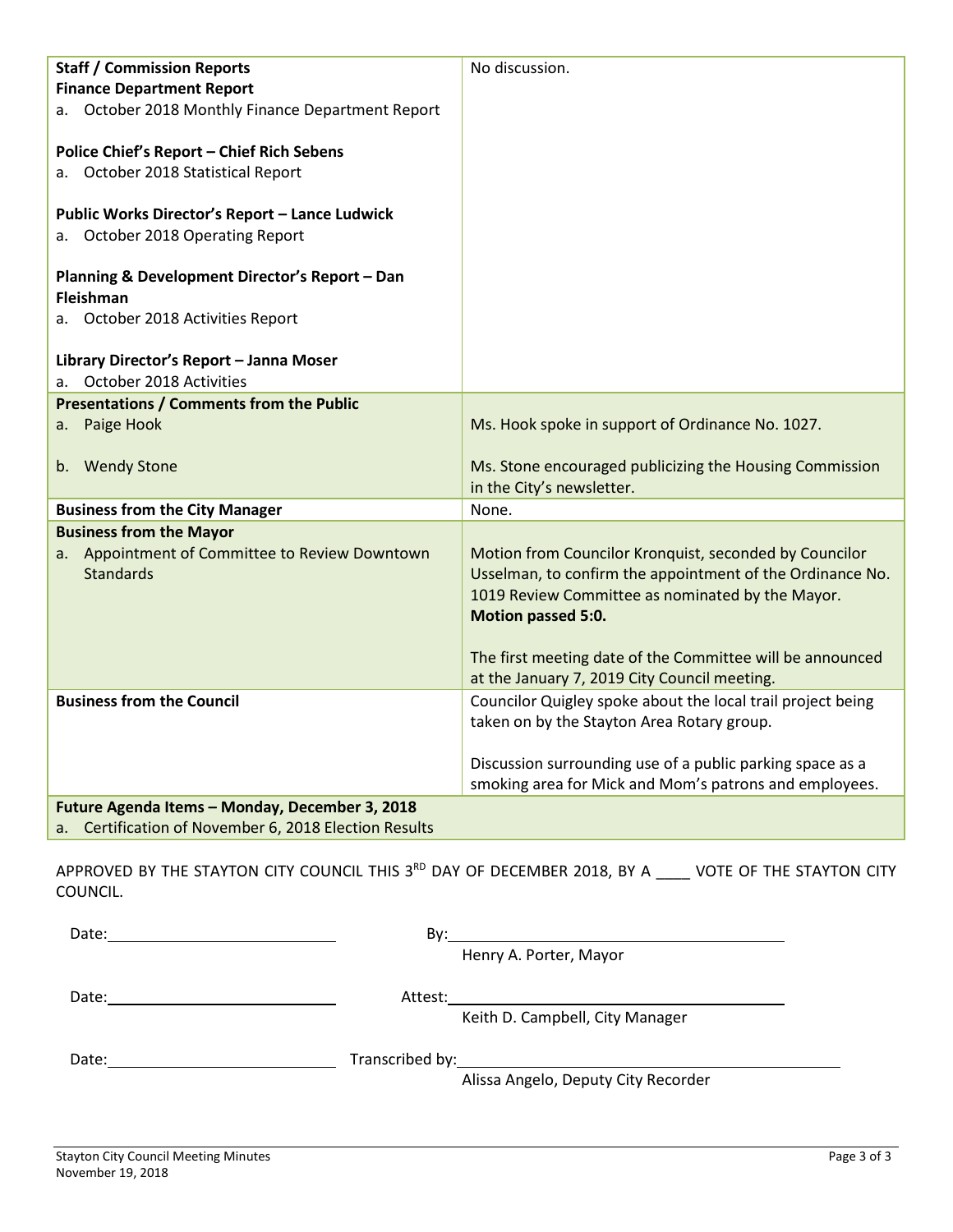| | |
|---|---|
| **Staff / Commission Reports**<br>**Finance Department Report**<br>a. October 2018 Monthly Finance Department Report<br><br>**Police Chief's Report – Chief Rich Sebens**<br>a. October 2018 Statistical Report<br><br>**Public Works Director's Report – Lance Ludwick**<br>a. October 2018 Operating Report<br><br>**Planning & Development Director's Report – Dan Fleishman**<br>a. October 2018 Activities Report<br><br>**Library Director's Report – Janna Moser**<br>a. October 2018 Activities | No discussion. |
| **Presentations / Comments from the Public**<br>a. Paige Hook<br><br>b. Wendy Stone | <br>Ms. Hook spoke in support of Ordinance No. 1027.<br><br>Ms. Stone encouraged publicizing the Housing Commission in the City's newsletter. |
| **Business from the City Manager** | None. |
| **Business from the Mayor**<br>a. Appointment of Committee to Review Downtown Standards | <br>Motion from Councilor Kronquist, seconded by Councilor Usselman, to confirm the appointment of the Ordinance No. 1019 Review Committee as nominated by the Mayor. **Motion passed 5:0.**<br><br>The first meeting date of the Committee will be announced at the January 7, 2019 City Council meeting. |
| **Business from the Council** | Councilor Quigley spoke about the local trail project being taken on by the Stayton Area Rotary group.<br><br>Discussion surrounding use of a public parking space as a smoking area for Mick and Mom's patrons and employees. |
| **Future Agenda Items – Monday, December 3, 2018**<br>a. Certification of November 6, 2018 Election Results | |

APPROVED BY THE STAYTON CITY COUNCIL THIS 3RD DAY OF DECEMBER 2018, BY A ____ VOTE OF THE STAYTON CITY COUNCIL.

Date:\_\_\_\_\_\_\_\_\_\_\_\_\_\_\_\_\_\_\_\_ By:\_\_\_\_\_\_\_\_\_\_\_\_\_\_\_\_\_\_\_\_\_\_\_\_\_\_\_\_\_\_
Henry A. Porter, Mayor

Date:\_\_\_\_\_\_\_\_\_\_\_\_\_\_\_\_\_\_\_\_ Attest:\_\_\_\_\_\_\_\_\_\_\_\_\_\_\_\_\_\_\_\_\_\_\_\_\_\_\_\_\_\_
Keith D. Campbell, City Manager

Date:\_\_\_\_\_\_\_\_\_\_\_\_\_\_\_\_\_\_\_\_ Transcribed by:\_\_\_\_\_\_\_\_\_\_\_\_\_\_\_\_\_\_\_\_\_\_\_\_\_\_\_\_\_\_
Alissa Angelo, Deputy City Recorder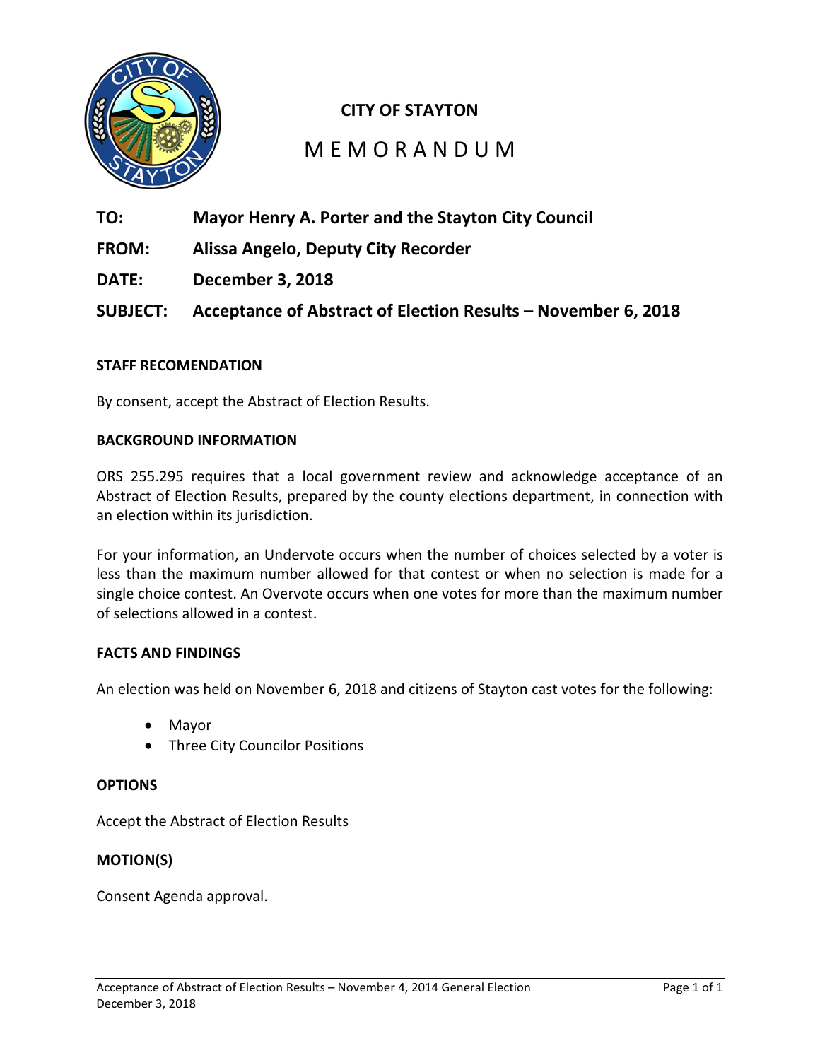# CITY OF STAYTON

## MEMORANDUM

**TO:** Mayor Henry A. Porter and the Stayton City Council

**FROM:** Alissa Angelo, Deputy City Recorder

**DATE:** December 3, 2018

**SUBJECT:** Acceptance of Abstract of Election Results – November 6, 2018

---

### STAFF RECOMENDATION

By consent, accept the Abstract of Election Results.

### BACKGROUND INFORMATION

ORS 255.295 requires that a local government review and acknowledge acceptance of an Abstract of Election Results, prepared by the county elections department, in connection with an election within its jurisdiction.

For your information, an Undervote occurs when the number of choices selected by a voter is less than the maximum number allowed for that contest or when no selection is made for a single choice contest. An Overvote occurs when one votes for more than the maximum number of selections allowed in a contest.

### FACTS AND FINDINGS

An election was held on November 6, 2018 and citizens of Stayton cast votes for the following:

- Mayor
- Three City Councilor Positions

### OPTIONS

Accept the Abstract of Election Results

### MOTION(S)

Consent Agenda approval.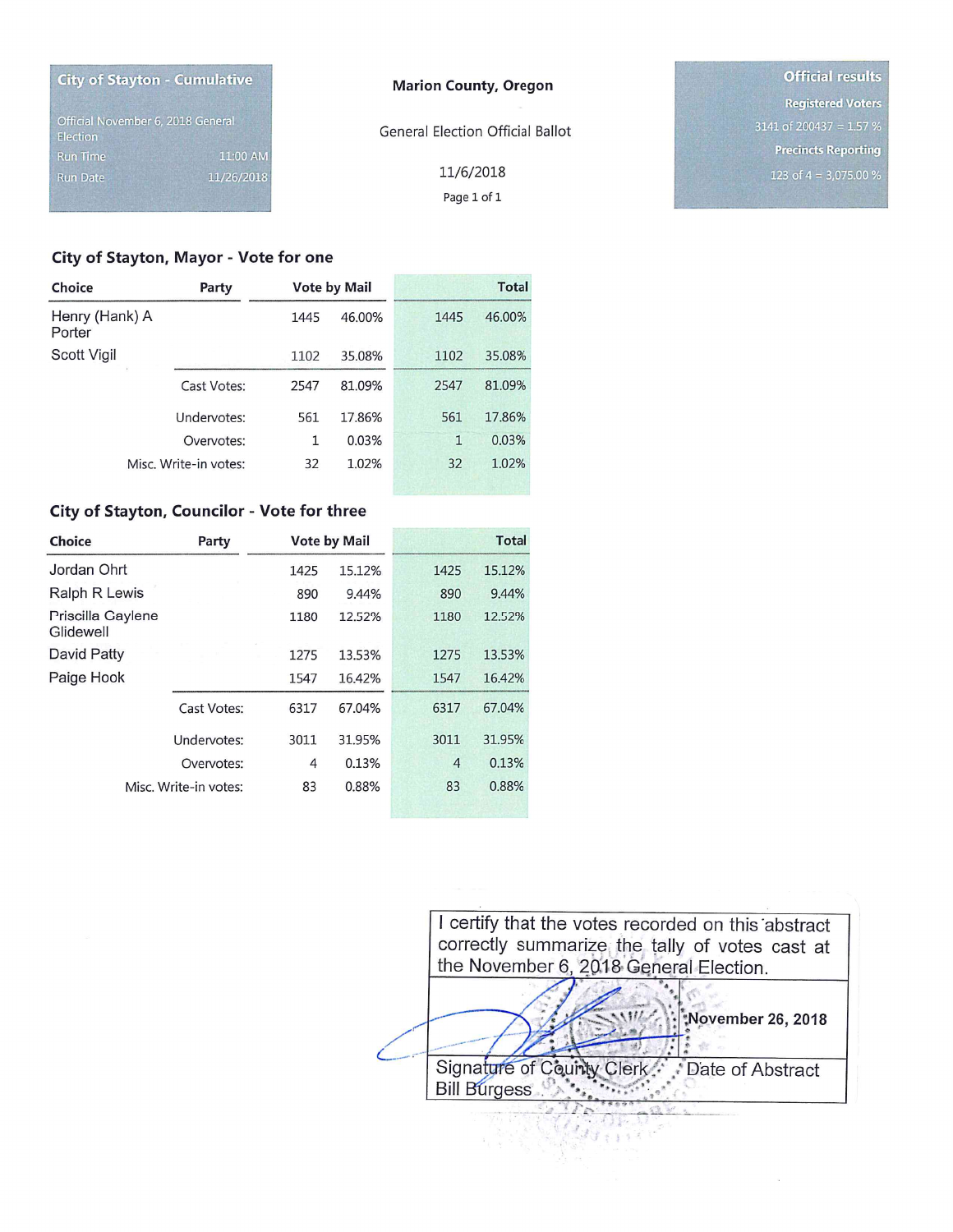**City of Stayton - Cumulative**

Official November 6, 2018 General Election

Run Time 11:00 AM

Run Date 11/26/2018

**Marion County, Oregon**

General Election Official Ballot

11/6/2018

**Official results**

**Registered Voters**

3141 of 200437 = 1.57 %

**Precincts Reporting**

123 of 4 = 3,075.00 %

## City of Stayton, Mayor - Vote for one

| Choice | Party | Vote by Mail | | Total | |
|---|---|---|---|---|---|
| Henry (Hank) A Porter | | 1445 | 46.00% | 1445 | 46.00% |
| Scott Vigil | | 1102 | 35.08% | 1102 | 35.08% |
| | Cast Votes: | 2547 | 81.09% | 2547 | 81.09% |
| | Undervotes: | 561 | 17.86% | 561 | 17.86% |
| | Overvotes: | 1 | 0.03% | 1 | 0.03% |
| | Misc. Write-in votes: | 32 | 1.02% | 32 | 1.02% |

## City of Stayton, Councilor - Vote for three

| Choice | Party | Vote by Mail | | Total | |
|---|---|---|---|---|---|
| Jordan Ohrt | | 1425 | 15.12% | 1425 | 15.12% |
| Ralph R Lewis | | 890 | 9.44% | 890 | 9.44% |
| Priscilla Caylene Glidewell | | 1180 | 12.52% | 1180 | 12.52% |
| David Patty | | 1275 | 13.53% | 1275 | 13.53% |
| Paige Hook | | 1547 | 16.42% | 1547 | 16.42% |
| | Cast Votes: | 6317 | 67.04% | 6317 | 67.04% |
| | Undervotes: | 3011 | 31.95% | 3011 | 31.95% |
| | Overvotes: | 4 | 0.13% | 4 | 0.13% |
| | Misc. Write-in votes: | 83 | 0.88% | 83 | 0.88% |

I certify that the votes recorded on this abstract correctly summarize the tally of votes cast at the November 6, 2018 General Election.

| | November 26, 2018 |
|---|---|
| Signature of County Clerk Bill Burgess | Date of Abstract |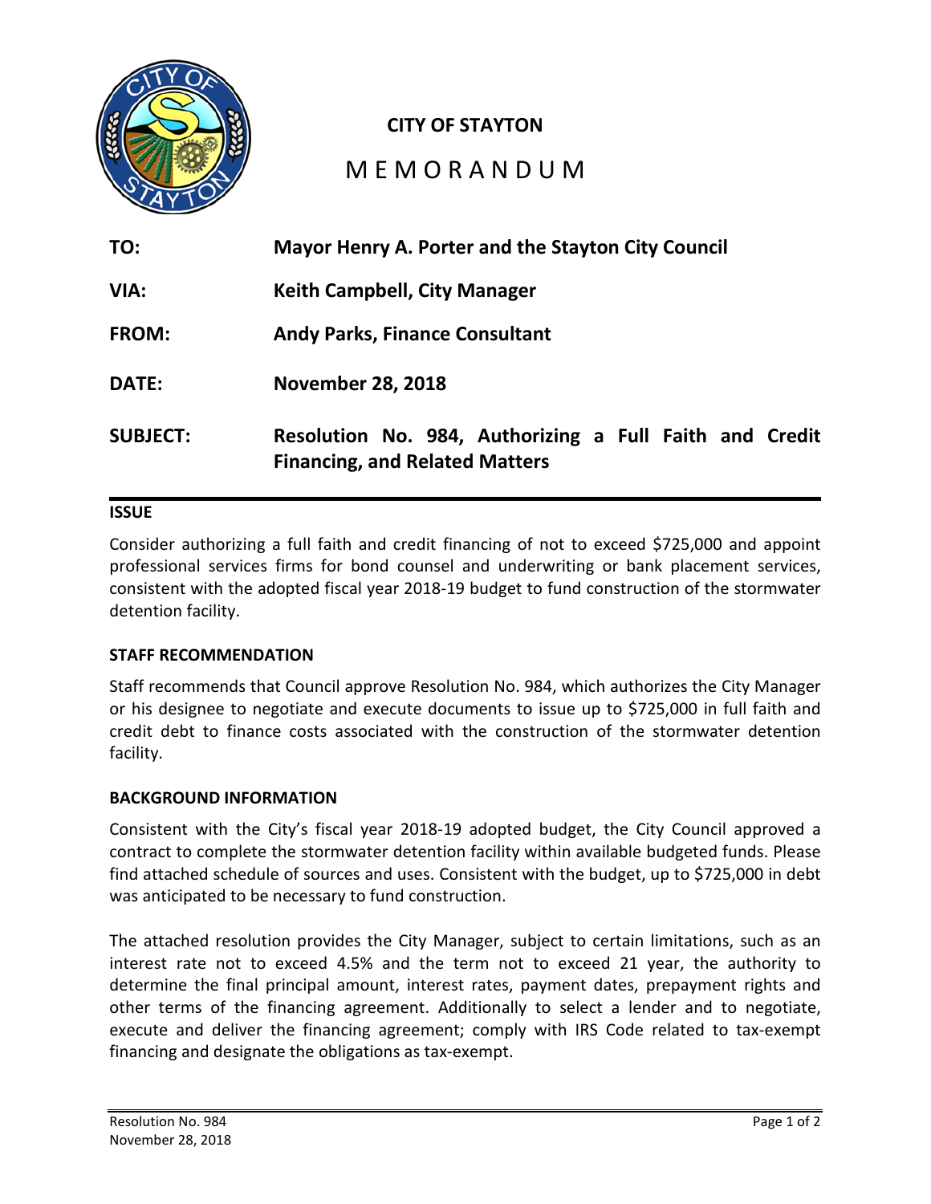**CITY OF STAYTON**

# M E M O R A N D U M

| | |
|---|---|
| **TO:** | **Mayor Henry A. Porter and the Stayton City Council** |
| **VIA:** | **Keith Campbell, City Manager** |
| **FROM:** | **Andy Parks, Finance Consultant** |
| **DATE:** | **November 28, 2018** |
| **SUBJECT:** | **Resolution No. 984, Authorizing a Full Faith and Credit Financing, and Related Matters** |

## ISSUE

Consider authorizing a full faith and credit financing of not to exceed $725,000 and appoint professional services firms for bond counsel and underwriting or bank placement services, consistent with the adopted fiscal year 2018-19 budget to fund construction of the stormwater detention facility.

## STAFF RECOMMENDATION

Staff recommends that Council approve Resolution No. 984, which authorizes the City Manager or his designee to negotiate and execute documents to issue up to $725,000 in full faith and credit debt to finance costs associated with the construction of the stormwater detention facility.

## BACKGROUND INFORMATION

Consistent with the City's fiscal year 2018-19 adopted budget, the City Council approved a contract to complete the stormwater detention facility within available budgeted funds. Please find attached schedule of sources and uses. Consistent with the budget, up to $725,000 in debt was anticipated to be necessary to fund construction.

The attached resolution provides the City Manager, subject to certain limitations, such as an interest rate not to exceed 4.5% and the term not to exceed 21 year, the authority to determine the final principal amount, interest rates, payment dates, prepayment rights and other terms of the financing agreement. Additionally to select a lender and to negotiate, execute and deliver the financing agreement; comply with IRS Code related to tax-exempt financing and designate the obligations as tax-exempt.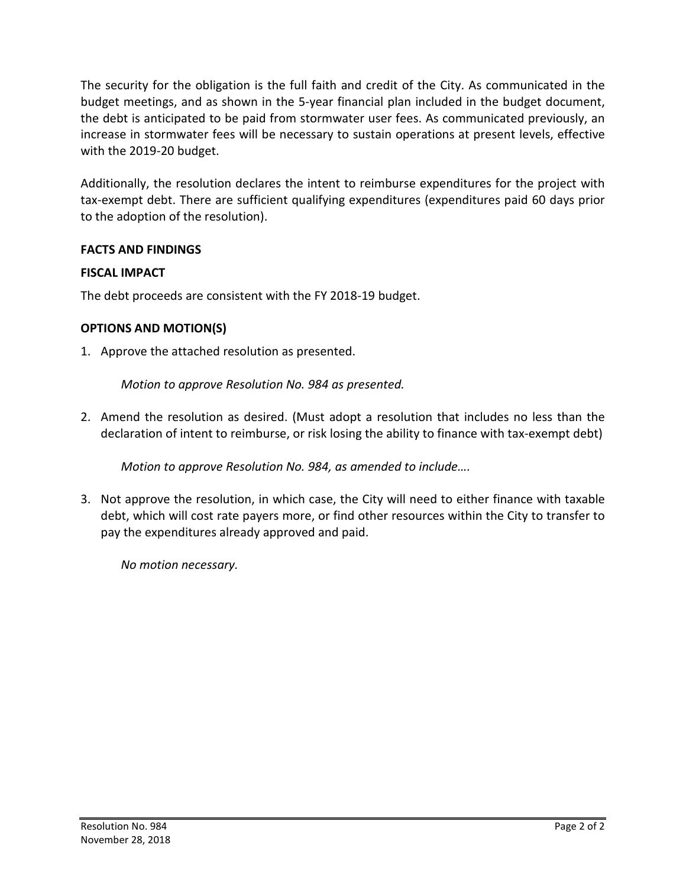The security for the obligation is the full faith and credit of the City. As communicated in the budget meetings, and as shown in the 5-year financial plan included in the budget document, the debt is anticipated to be paid from stormwater user fees. As communicated previously, an increase in stormwater fees will be necessary to sustain operations at present levels, effective with the 2019-20 budget.

Additionally, the resolution declares the intent to reimburse expenditures for the project with tax-exempt debt. There are sufficient qualifying expenditures (expenditures paid 60 days prior to the adoption of the resolution).

**FACTS AND FINDINGS**

**FISCAL IMPACT**

The debt proceeds are consistent with the FY 2018-19 budget.

**OPTIONS AND MOTION(S)**

1. Approve the attached resolution as presented.

   *Motion to approve Resolution No. 984 as presented.*

2. Amend the resolution as desired. (Must adopt a resolution that includes no less than the declaration of intent to reimburse, or risk losing the ability to finance with tax-exempt debt)

   *Motion to approve Resolution No. 984, as amended to include….*

3. Not approve the resolution, in which case, the City will need to either finance with taxable debt, which will cost rate payers more, or find other resources within the City to transfer to pay the expenditures already approved and paid.

   *No motion necessary.*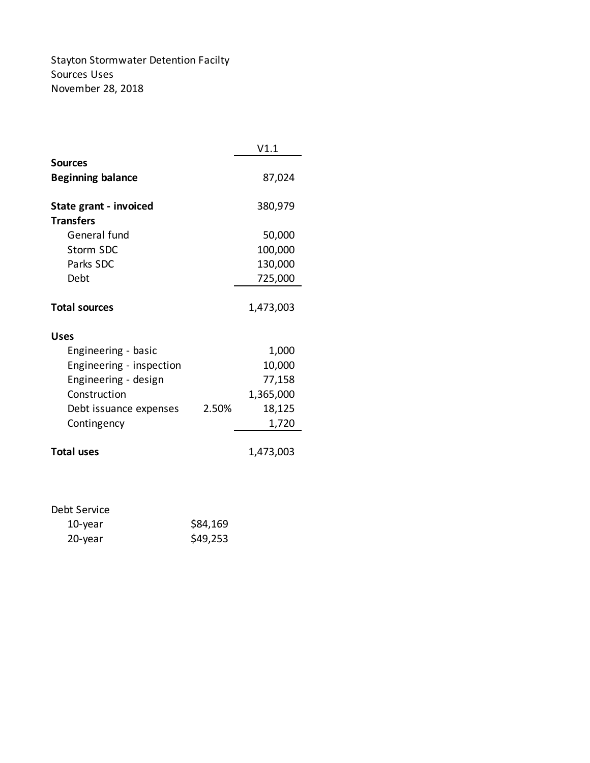Stayton Stormwater Detention Facilty
Sources Uses
November 28, 2018

| | | V1.1 |
|---|---|---|
| **Sources** | | |
| **Beginning balance** | | 87,024 |
| | | |
| **State grant - invoiced** | | 380,979 |
| **Transfers** | | |
| General fund | | 50,000 |
| Storm SDC | | 100,000 |
| Parks SDC | | 130,000 |
| Debt | | 725,000 |
| | | |
| **Total sources** | | 1,473,003 |
| | | |
| **Uses** | | |
| Engineering - basic | | 1,000 |
| Engineering - inspection | | 10,000 |
| Engineering - design | | 77,158 |
| Construction | | 1,365,000 |
| Debt issuance expenses | 2.50% | 18,125 |
| Contingency | | 1,720 |
| | | |
| **Total uses** | | 1,473,003 |

| Debt Service | |
|---|---|
| 10-year | $84,169 |
| 20-year | $49,253 |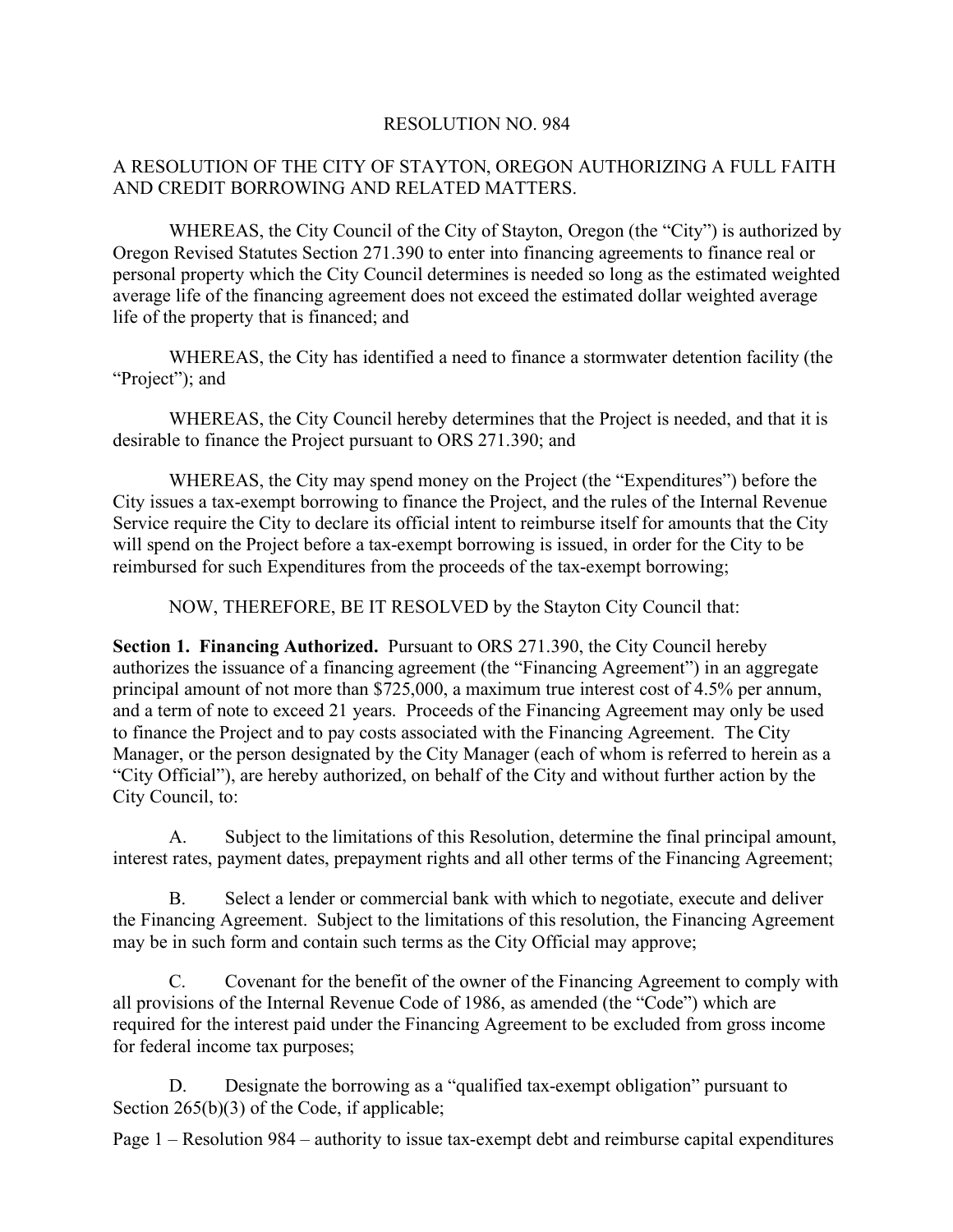RESOLUTION NO. 984

A RESOLUTION OF THE CITY OF STAYTON, OREGON AUTHORIZING A FULL FAITH AND CREDIT BORROWING AND RELATED MATTERS.

WHEREAS, the City Council of the City of Stayton, Oregon (the "City") is authorized by Oregon Revised Statutes Section 271.390 to enter into financing agreements to finance real or personal property which the City Council determines is needed so long as the estimated weighted average life of the financing agreement does not exceed the estimated dollar weighted average life of the property that is financed; and

WHEREAS, the City has identified a need to finance a stormwater detention facility (the "Project"); and

WHEREAS, the City Council hereby determines that the Project is needed, and that it is desirable to finance the Project pursuant to ORS 271.390; and

WHEREAS, the City may spend money on the Project (the "Expenditures") before the City issues a tax-exempt borrowing to finance the Project, and the rules of the Internal Revenue Service require the City to declare its official intent to reimburse itself for amounts that the City will spend on the Project before a tax-exempt borrowing is issued, in order for the City to be reimbursed for such Expenditures from the proceeds of the tax-exempt borrowing;

NOW, THEREFORE, BE IT RESOLVED by the Stayton City Council that:

**Section 1. Financing Authorized.** Pursuant to ORS 271.390, the City Council hereby authorizes the issuance of a financing agreement (the "Financing Agreement") in an aggregate principal amount of not more than $725,000, a maximum true interest cost of 4.5% per annum, and a term of note to exceed 21 years. Proceeds of the Financing Agreement may only be used to finance the Project and to pay costs associated with the Financing Agreement. The City Manager, or the person designated by the City Manager (each of whom is referred to herein as a "City Official"), are hereby authorized, on behalf of the City and without further action by the City Council, to:

A. Subject to the limitations of this Resolution, determine the final principal amount, interest rates, payment dates, prepayment rights and all other terms of the Financing Agreement;

B. Select a lender or commercial bank with which to negotiate, execute and deliver the Financing Agreement. Subject to the limitations of this resolution, the Financing Agreement may be in such form and contain such terms as the City Official may approve;

C. Covenant for the benefit of the owner of the Financing Agreement to comply with all provisions of the Internal Revenue Code of 1986, as amended (the "Code") which are required for the interest paid under the Financing Agreement to be excluded from gross income for federal income tax purposes;

D. Designate the borrowing as a "qualified tax-exempt obligation" pursuant to Section 265(b)(3) of the Code, if applicable;

Page 1 – Resolution 984 – authority to issue tax-exempt debt and reimburse capital expenditures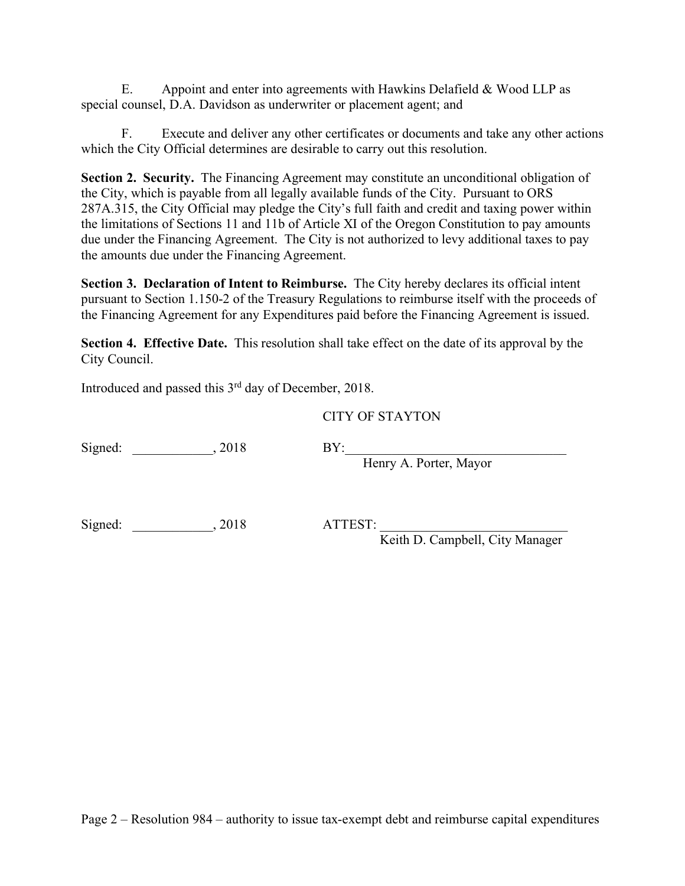E. Appoint and enter into agreements with Hawkins Delafield & Wood LLP as special counsel, D.A. Davidson as underwriter or placement agent; and

F. Execute and deliver any other certificates or documents and take any other actions which the City Official determines are desirable to carry out this resolution.

**Section 2. Security.** The Financing Agreement may constitute an unconditional obligation of the City, which is payable from all legally available funds of the City. Pursuant to ORS 287A.315, the City Official may pledge the City's full faith and credit and taxing power within the limitations of Sections 11 and 11b of Article XI of the Oregon Constitution to pay amounts due under the Financing Agreement. The City is not authorized to levy additional taxes to pay the amounts due under the Financing Agreement.

**Section 3. Declaration of Intent to Reimburse.** The City hereby declares its official intent pursuant to Section 1.150-2 of the Treasury Regulations to reimburse itself with the proceeds of the Financing Agreement for any Expenditures paid before the Financing Agreement is issued.

**Section 4. Effective Date.** This resolution shall take effect on the date of its approval by the City Council.

Introduced and passed this 3rd day of December, 2018.

CITY OF STAYTON

Signed: ____________, 2018 BY:________________________________

Henry A. Porter, Mayor

Signed: ____________, 2018 ATTEST: ___________________________

Keith D. Campbell, City Manager

Page 2 – Resolution 984 – authority to issue tax-exempt debt and reimburse capital expenditures